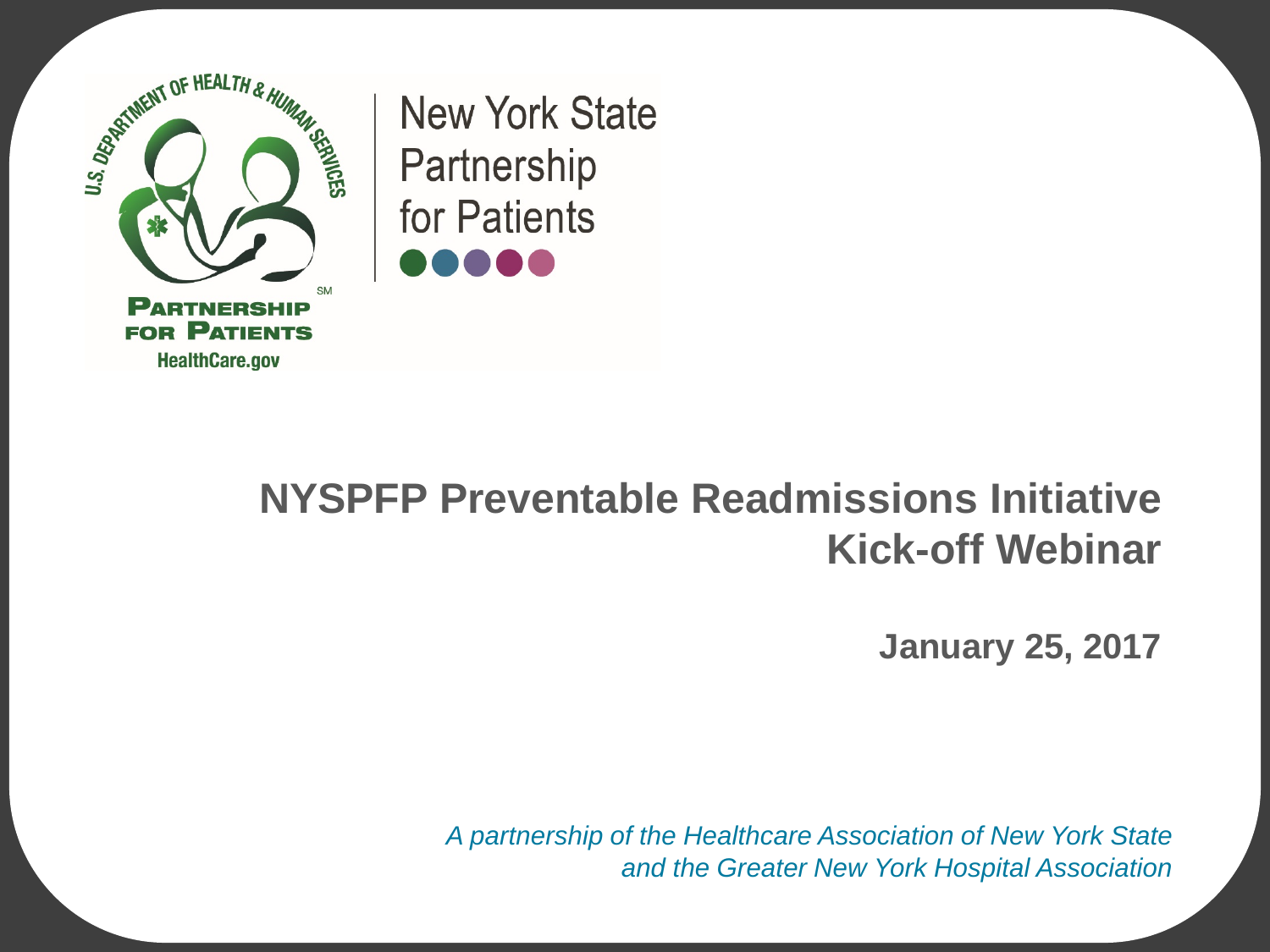New York State Partnership for Patients

# NYSPFP Preventable Readmissions Initiative Kick-off Webinar

**January 25, 2017**

*A partnership of the Healthcare Association of New York State and the Greater New York Hospital Association*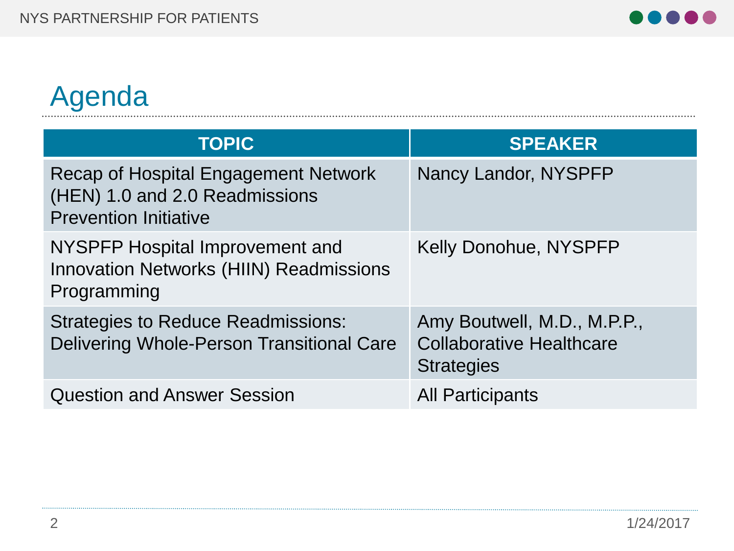# Agenda

| TOPIC | SPEAKER |
|---|---|
| Recap of Hospital Engagement Network (HEN) 1.0 and 2.0 Readmissions Prevention Initiative | Nancy Landor, NYSPFP |
| NYSPFP Hospital Improvement and Innovation Networks (HIIN) Readmissions Programming | Kelly Donohue, NYSPFP |
| Strategies to Reduce Readmissions: Delivering Whole-Person Transitional Care | Amy Boutwell, M.D., M.P.P., Collaborative Healthcare Strategies |
| Question and Answer Session | All Participants |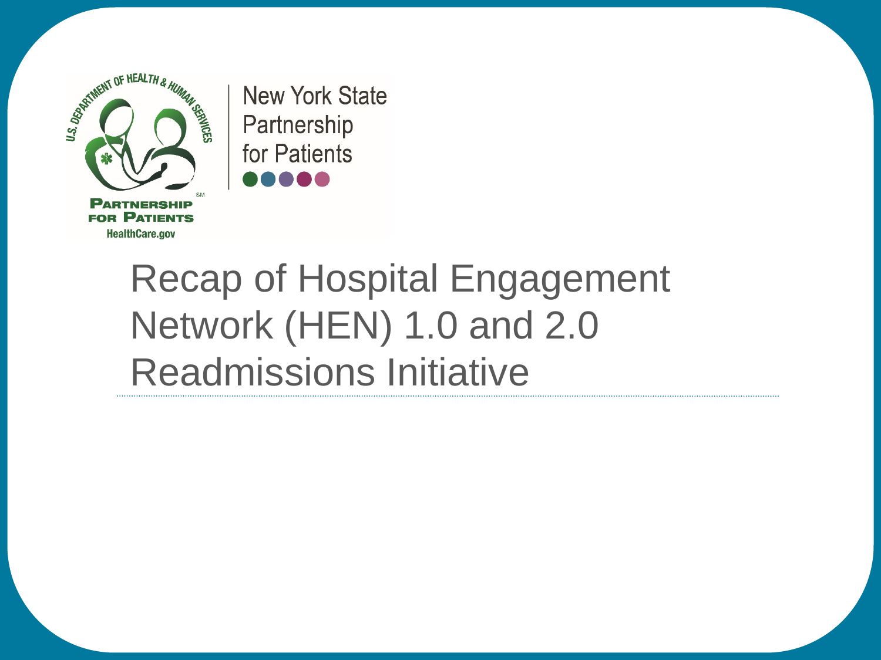New York State Partnership for Patients

# Recap of Hospital Engagement Network (HEN) 1.0 and 2.0 Readmissions Initiative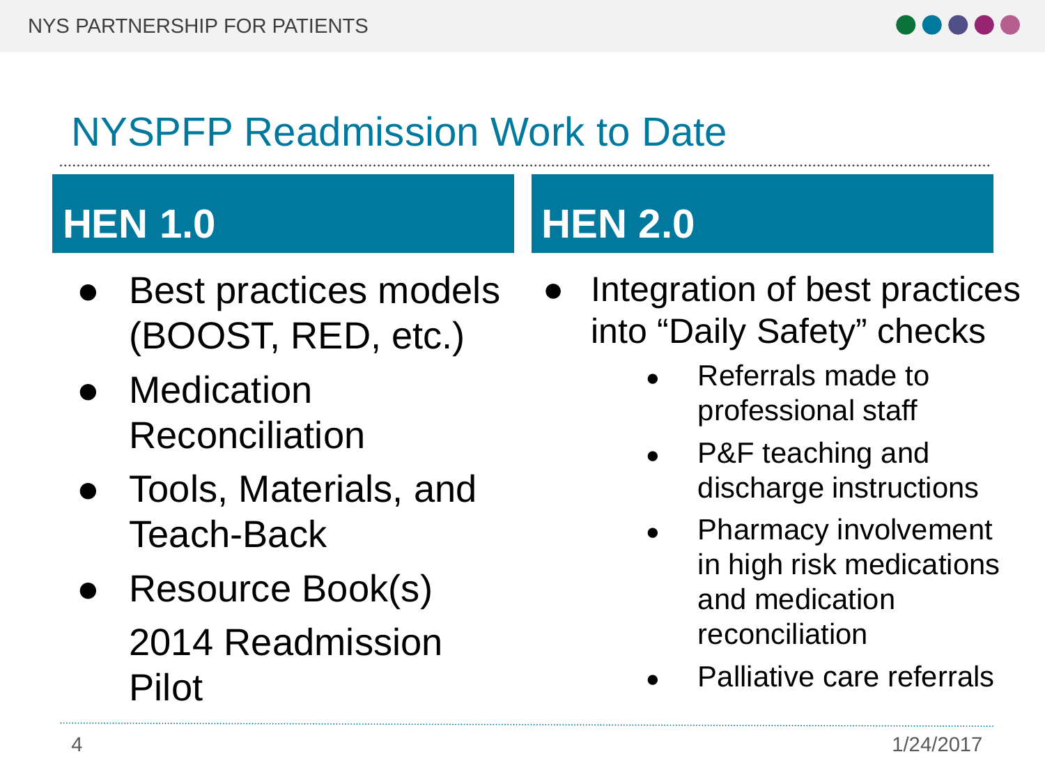# NYSPFP Readmission Work to Date

## HEN 1.0

- Best practices models (BOOST, RED, etc.)
- Medication Reconciliation
- Tools, Materials, and Teach-Back
- Resource Book(s)

  2014 Readmission Pilot

## HEN 2.0

- Integration of best practices into "Daily Safety" checks
  - Referrals made to professional staff
  - P&F teaching and discharge instructions
  - Pharmacy involvement in high risk medications and medication reconciliation
  - Palliative care referrals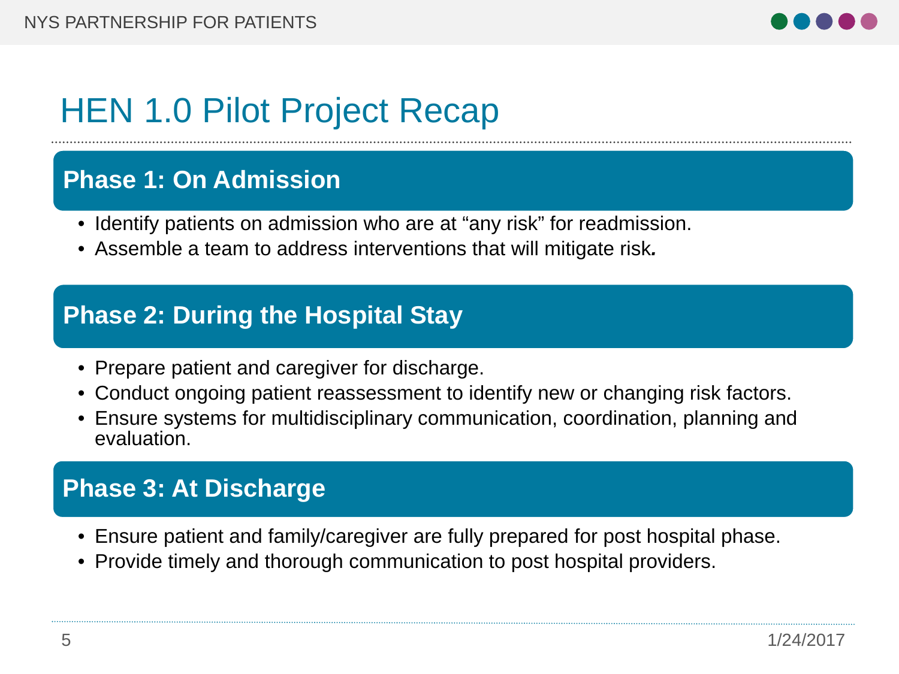# HEN 1.0 Pilot Project Recap

## Phase 1: On Admission

- Identify patients on admission who are at “any risk” for readmission.
- Assemble a team to address interventions that will mitigate risk.

## Phase 2: During the Hospital Stay

- Prepare patient and caregiver for discharge.
- Conduct ongoing patient reassessment to identify new or changing risk factors.
- Ensure systems for multidisciplinary communication, coordination, planning and evaluation.

## Phase 3: At Discharge

- Ensure patient and family/caregiver are fully prepared for post hospital phase.
- Provide timely and thorough communication to post hospital providers.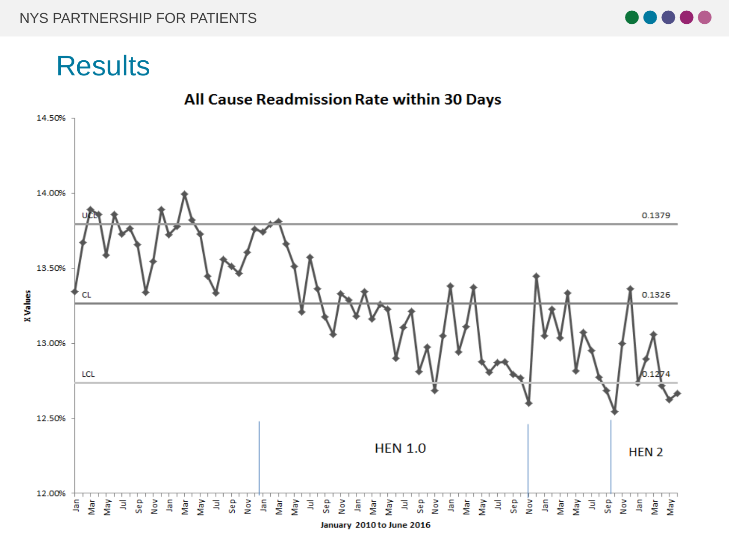# Results

**All Cause Readmission Rate within 30 Days**

UCL 0.1379

CL 0.1326

LCL 0.1274

HEN 1.0

HEN 2

X Values

January 2010 to June 2016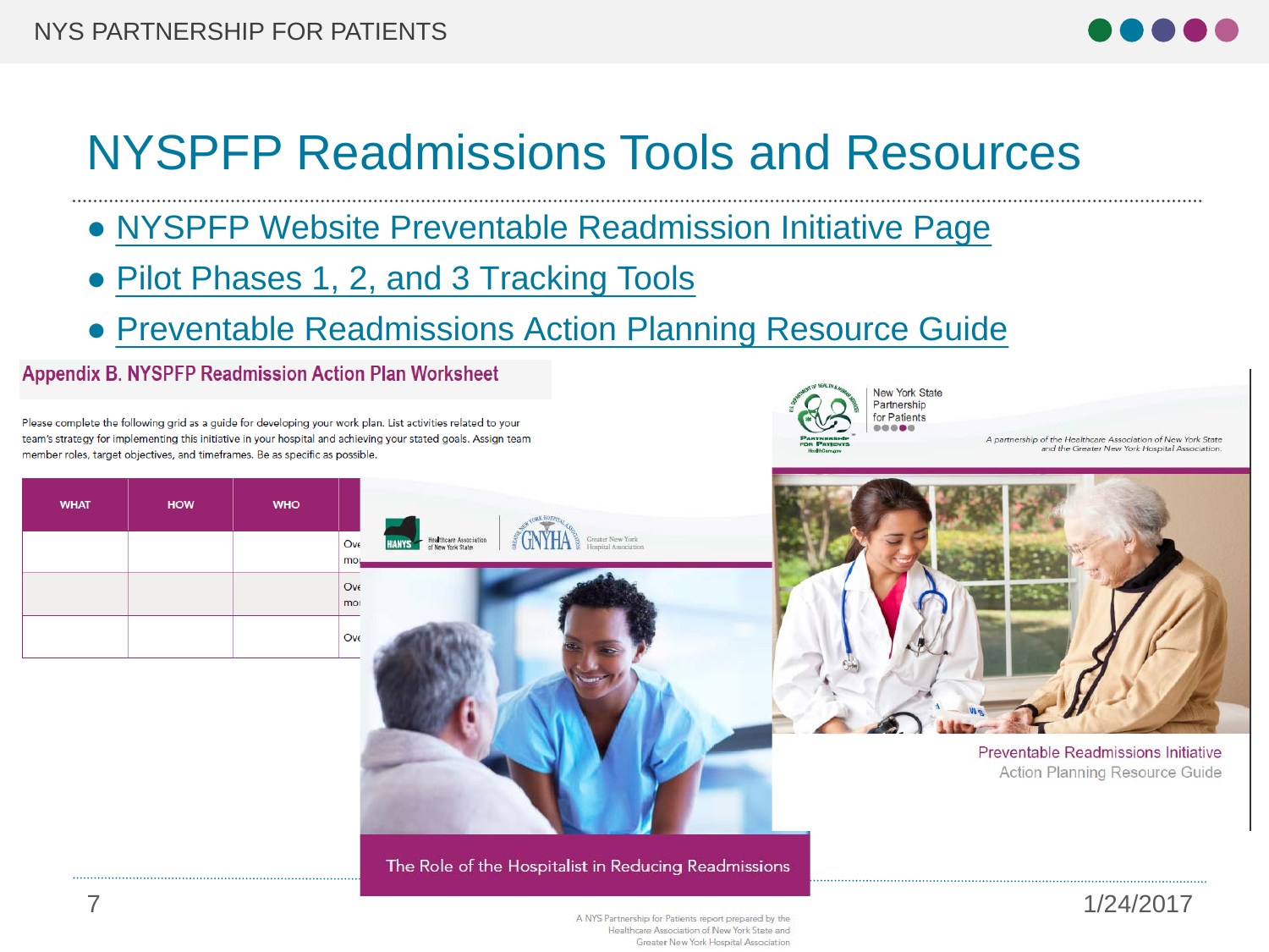# NYSPFP Readmissions Tools and Resources

- NYSPFP Website Preventable Readmission Initiative Page
- Pilot Phases 1, 2, and 3 Tracking Tools
- Preventable Readmissions Action Planning Resource Guide

## Appendix B. NYSPFP Readmission Action Plan Worksheet

Please complete the following grid as a guide for developing your work plan. List activities related to your team's strategy for implementing this initiative in your hospital and achieving your stated goals. Assign team member roles, target objectives, and timeframes. Be as specific as possible.

| WHAT | HOW | WHO | |
|---|---|---|---|
| | | | Ove mo |
| | | | Ove mo |
| | | | Ove |

HANYS Healthcare Association of New York State | GNYHA Greater New York Hospital Association

The Role of the Hospitalist in Reducing Readmissions

A NYS Partnership for Patients report prepared by the Healthcare Association of New York State and Greater New York Hospital Association

New York State Partnership for Patients

A partnership of the Healthcare Association of New York State and the Greater New York Hospital Association.

Preventable Readmissions Initiative
Action Planning Resource Guide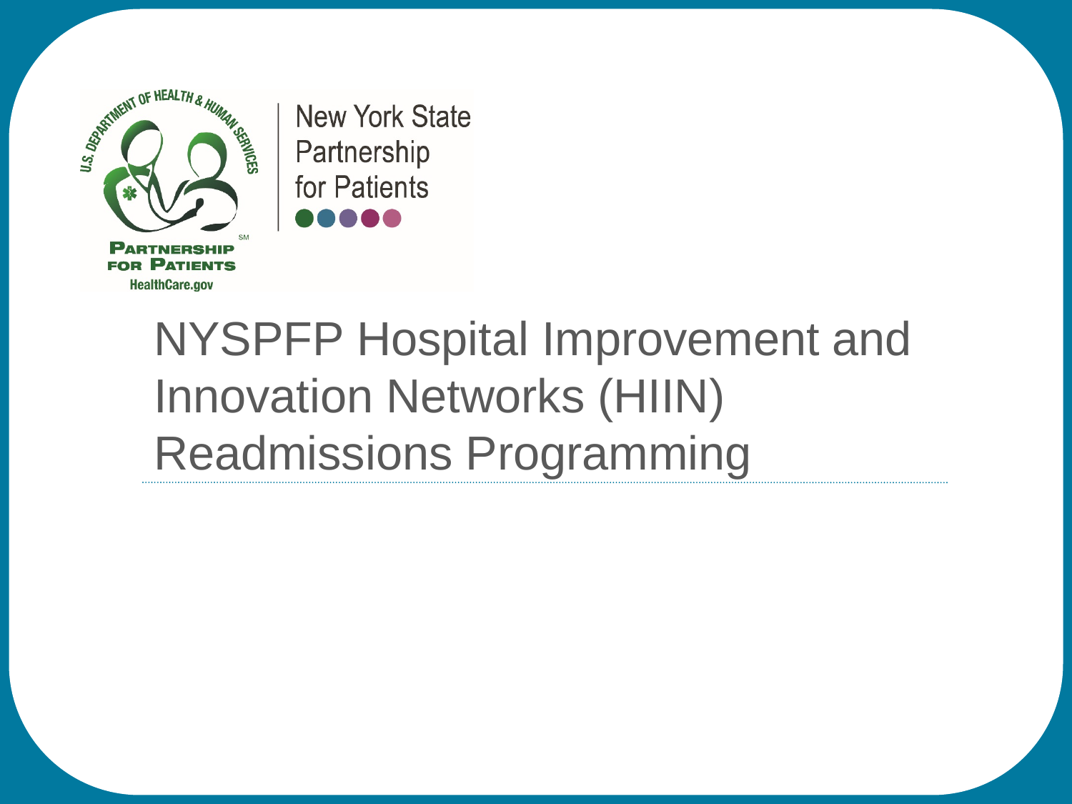New York State Partnership for Patients

# NYSPFP Hospital Improvement and Innovation Networks (HIIN) Readmissions Programming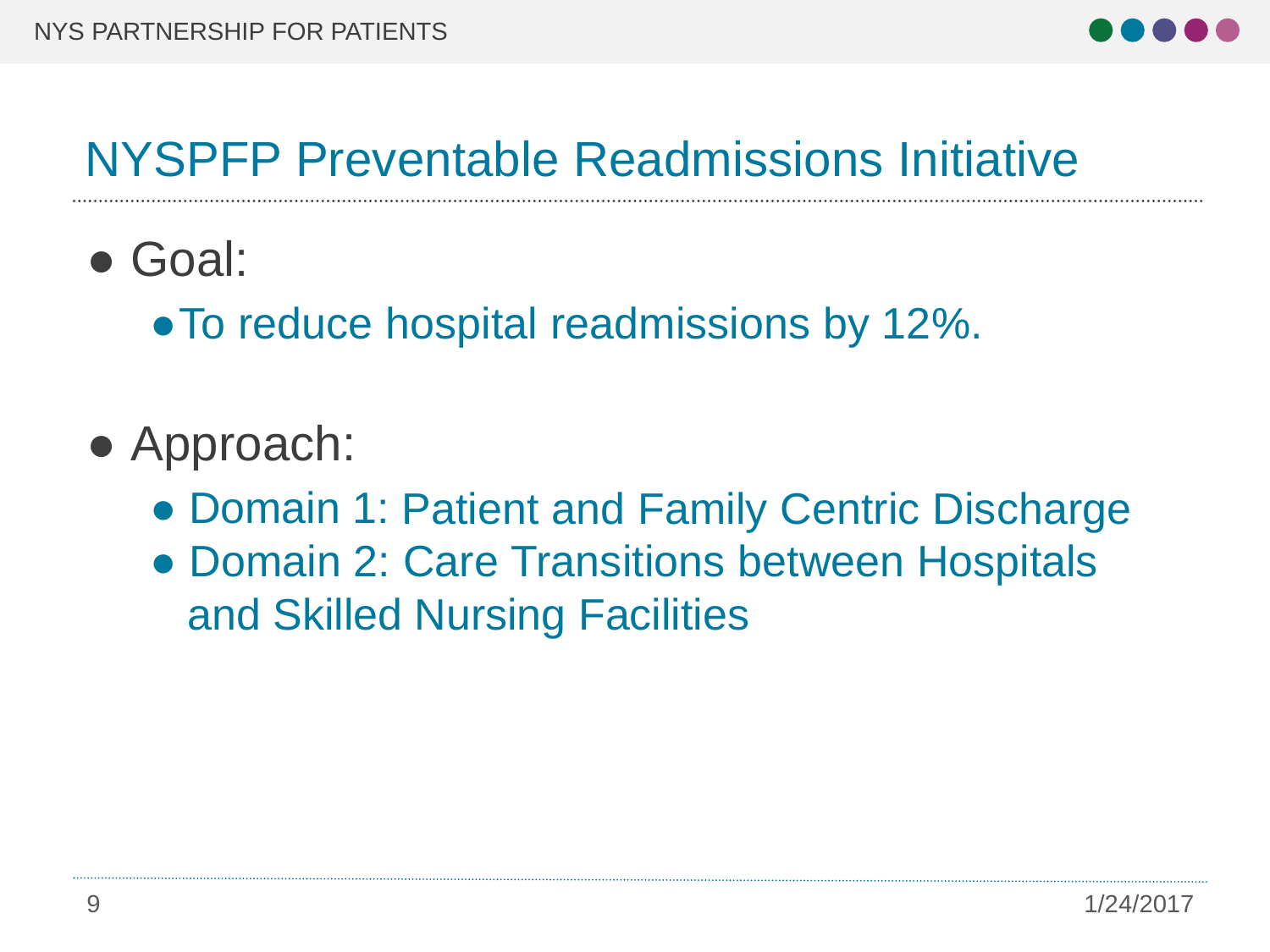# NYSPFP Preventable Readmissions Initiative

- Goal:
  - To reduce hospital readmissions by 12%.

- Approach:
  - Domain 1: Patient and Family Centric Discharge
  - Domain 2: Care Transitions between Hospitals and Skilled Nursing Facilities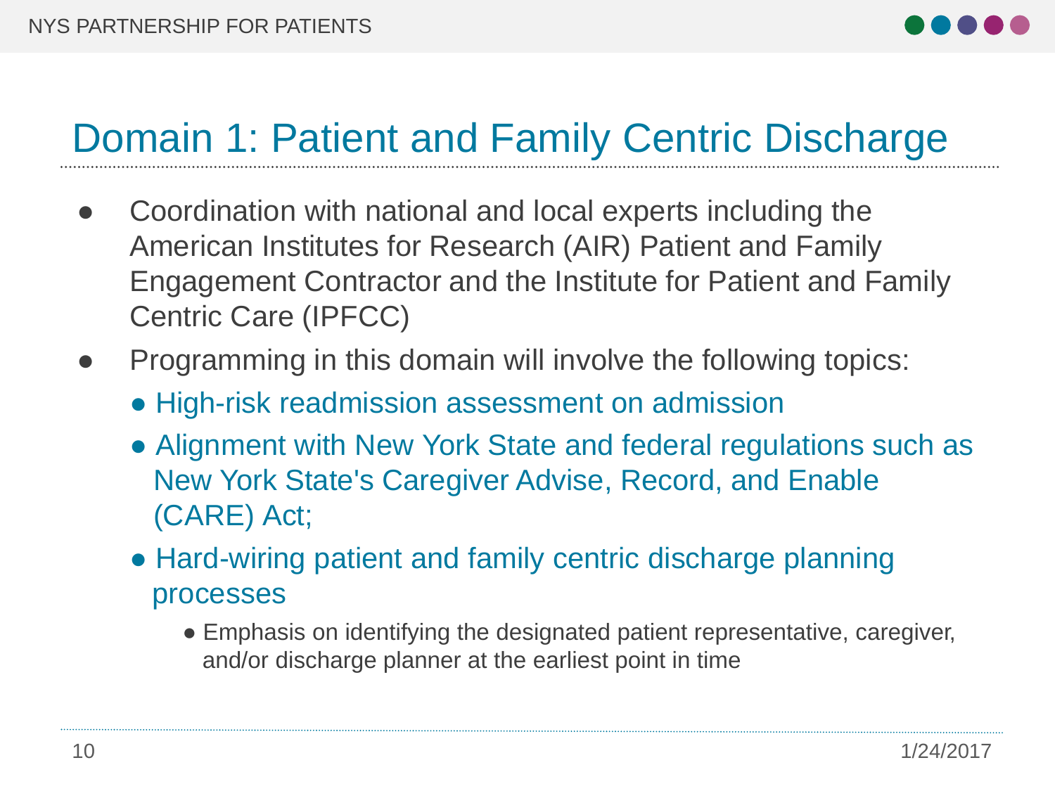# Domain 1: Patient and Family Centric Discharge

- Coordination with national and local experts including the American Institutes for Research (AIR) Patient and Family Engagement Contractor and the Institute for Patient and Family Centric Care (IPFCC)
- Programming in this domain will involve the following topics:
  - High-risk readmission assessment on admission
  - Alignment with New York State and federal regulations such as New York State's Caregiver Advise, Record, and Enable (CARE) Act;
  - Hard-wiring patient and family centric discharge planning processes
    - Emphasis on identifying the designated patient representative, caregiver, and/or discharge planner at the earliest point in time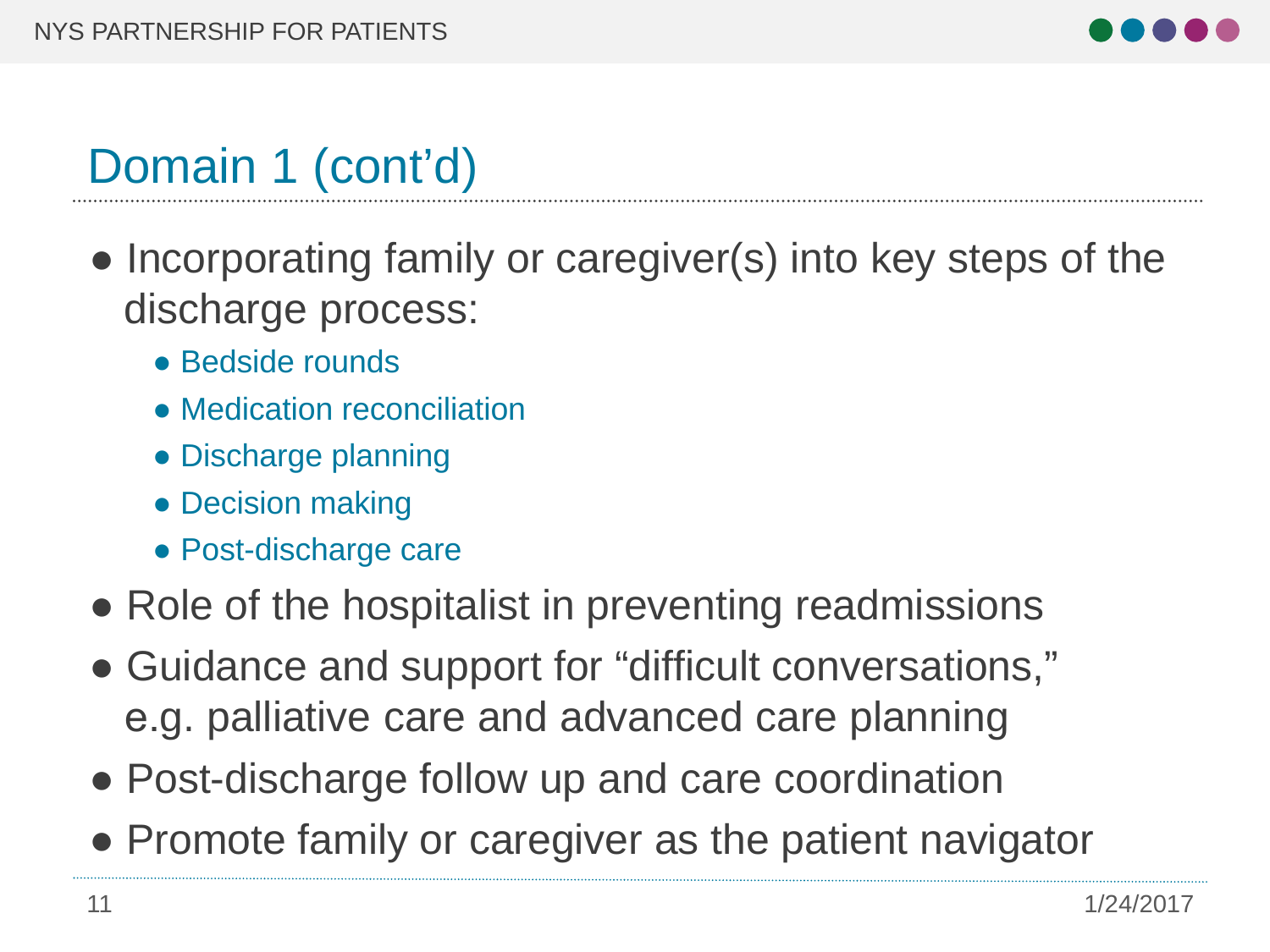## Domain 1 (cont'd)

- Incorporating family or caregiver(s) into key steps of the discharge process:
  - Bedside rounds
  - Medication reconciliation
  - Discharge planning
  - Decision making
  - Post-discharge care
- Role of the hospitalist in preventing readmissions
- Guidance and support for "difficult conversations," e.g. palliative care and advanced care planning
- Post-discharge follow up and care coordination
- Promote family or caregiver as the patient navigator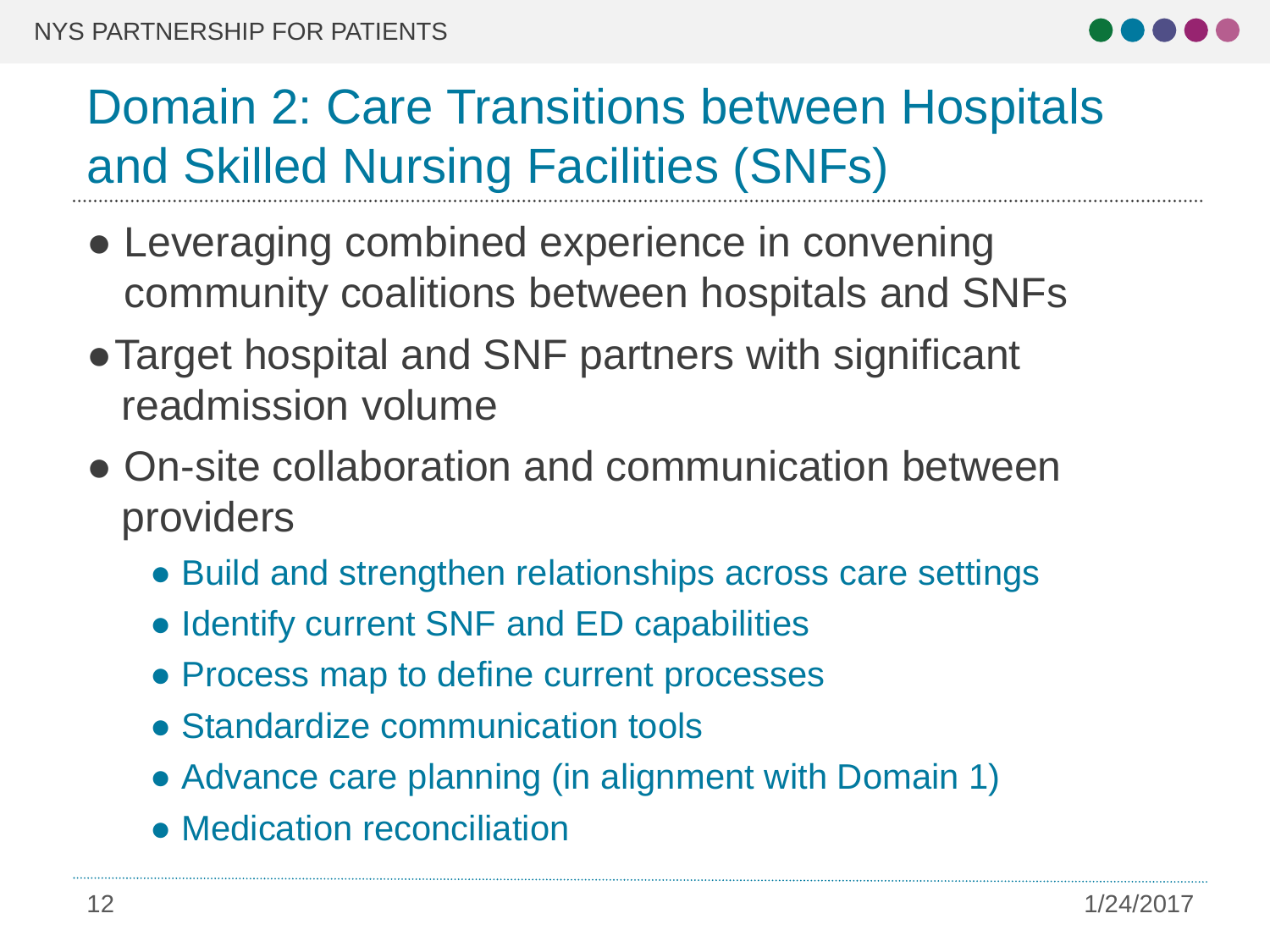# Domain 2: Care Transitions between Hospitals and Skilled Nursing Facilities (SNFs)

- Leveraging combined experience in convening community coalitions between hospitals and SNFs
- Target hospital and SNF partners with significant readmission volume
- On-site collaboration and communication between providers
  - Build and strengthen relationships across care settings
  - Identify current SNF and ED capabilities
  - Process map to define current processes
  - Standardize communication tools
  - Advance care planning (in alignment with Domain 1)
  - Medication reconciliation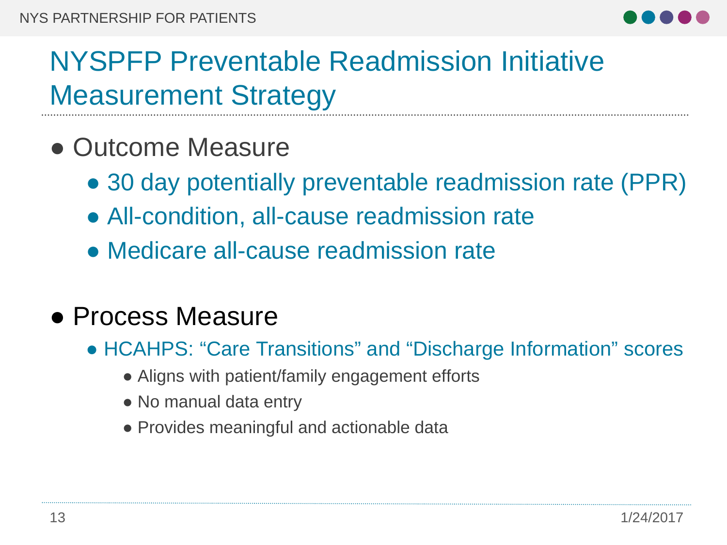# NYSPFP Preventable Readmission Initiative Measurement Strategy

- Outcome Measure
  - 30 day potentially preventable readmission rate (PPR)
  - All-condition, all-cause readmission rate
  - Medicare all-cause readmission rate

- Process Measure
  - HCAHPS: “Care Transitions” and “Discharge Information” scores
    - Aligns with patient/family engagement efforts
    - No manual data entry
    - Provides meaningful and actionable data